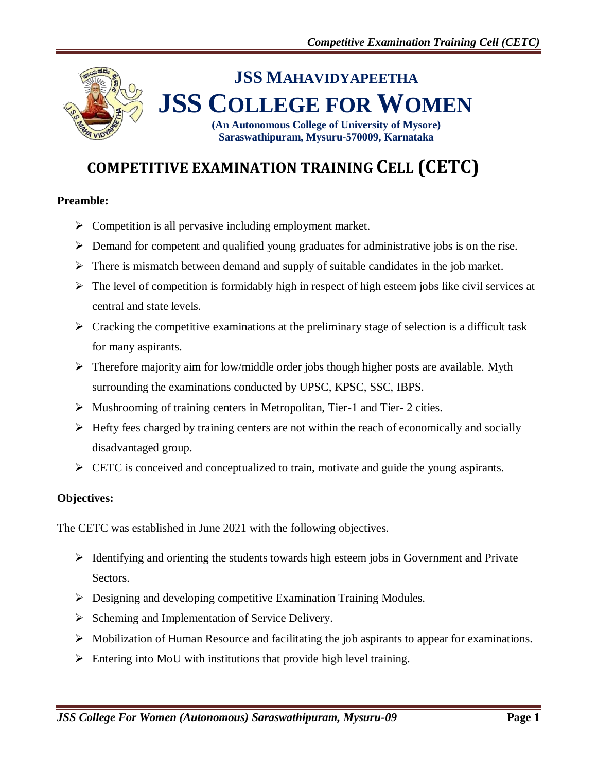**JSS MAHAVIDYAPEETHA**

# JSS COLLEGE FOR WOMEN

**(An Autonomous College of University of Mysore)**
**Saraswathipuram, Mysuru-570009, Karnataka**

# COMPETITIVE EXAMINATION TRAINING CELL (CETC)

**Preamble:**

- Competition is all pervasive including employment market.
- Demand for competent and qualified young graduates for administrative jobs is on the rise.
- There is mismatch between demand and supply of suitable candidates in the job market.
- The level of competition is formidably high in respect of high esteem jobs like civil services at central and state levels.
- Cracking the competitive examinations at the preliminary stage of selection is a difficult task for many aspirants.
- Therefore majority aim for low/middle order jobs though higher posts are available. Myth surrounding the examinations conducted by UPSC, KPSC, SSC, IBPS.
- Mushrooming of training centers in Metropolitan, Tier-1 and Tier- 2 cities.
- Hefty fees charged by training centers are not within the reach of economically and socially disadvantaged group.
- CETC is conceived and conceptualized to train, motivate and guide the young aspirants.

**Objectives:**

The CETC was established in June 2021 with the following objectives.

- Identifying and orienting the students towards high esteem jobs in Government and Private Sectors.
- Designing and developing competitive Examination Training Modules.
- Scheming and Implementation of Service Delivery.
- Mobilization of Human Resource and facilitating the job aspirants to appear for examinations.
- Entering into MoU with institutions that provide high level training.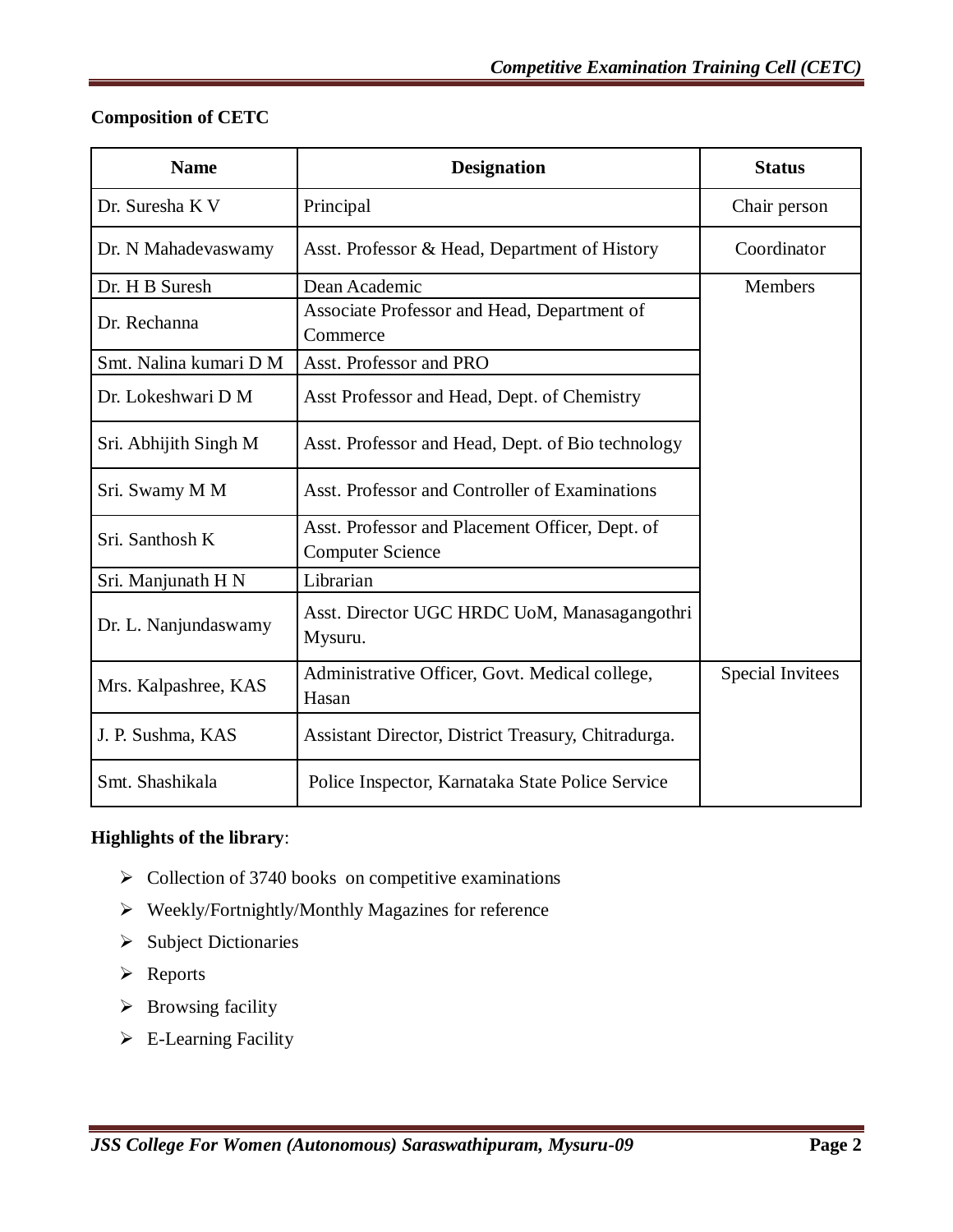**Composition of CETC**

| Name | Designation | Status |
|---|---|---|
| Dr. Suresha K V | Principal | Chair person |
| Dr. N Mahadevaswamy | Asst. Professor & Head, Department of History | Coordinator |
| Dr. H B Suresh | Dean Academic | Members |
| Dr. Rechanna | Associate Professor and Head, Department of Commerce | |
| Smt. Nalina kumari D M | Asst. Professor and PRO | |
| Dr. Lokeshwari D M | Asst Professor and Head, Dept. of Chemistry | |
| Sri. Abhijith Singh M | Asst. Professor and Head, Dept. of Bio technology | |
| Sri. Swamy M M | Asst. Professor and Controller of Examinations | |
| Sri. Santhosh K | Asst. Professor and Placement Officer, Dept. of Computer Science | |
| Sri. Manjunath H N | Librarian | |
| Dr. L. Nanjundaswamy | Asst. Director UGC HRDC UoM, Manasagangothri Mysuru. | |
| Mrs. Kalpashree, KAS | Administrative Officer, Govt. Medical college, Hasan | Special Invitees |
| J. P. Sushma, KAS | Assistant Director, District Treasury, Chitradurga. | |
| Smt. Shashikala | Police Inspector, Karnataka State Police Service | |

**Highlights of the library**:

- Collection of 3740 books on competitive examinations
- Weekly/Fortnightly/Monthly Magazines for reference
- Subject Dictionaries
- Reports
- Browsing facility
- E-Learning Facility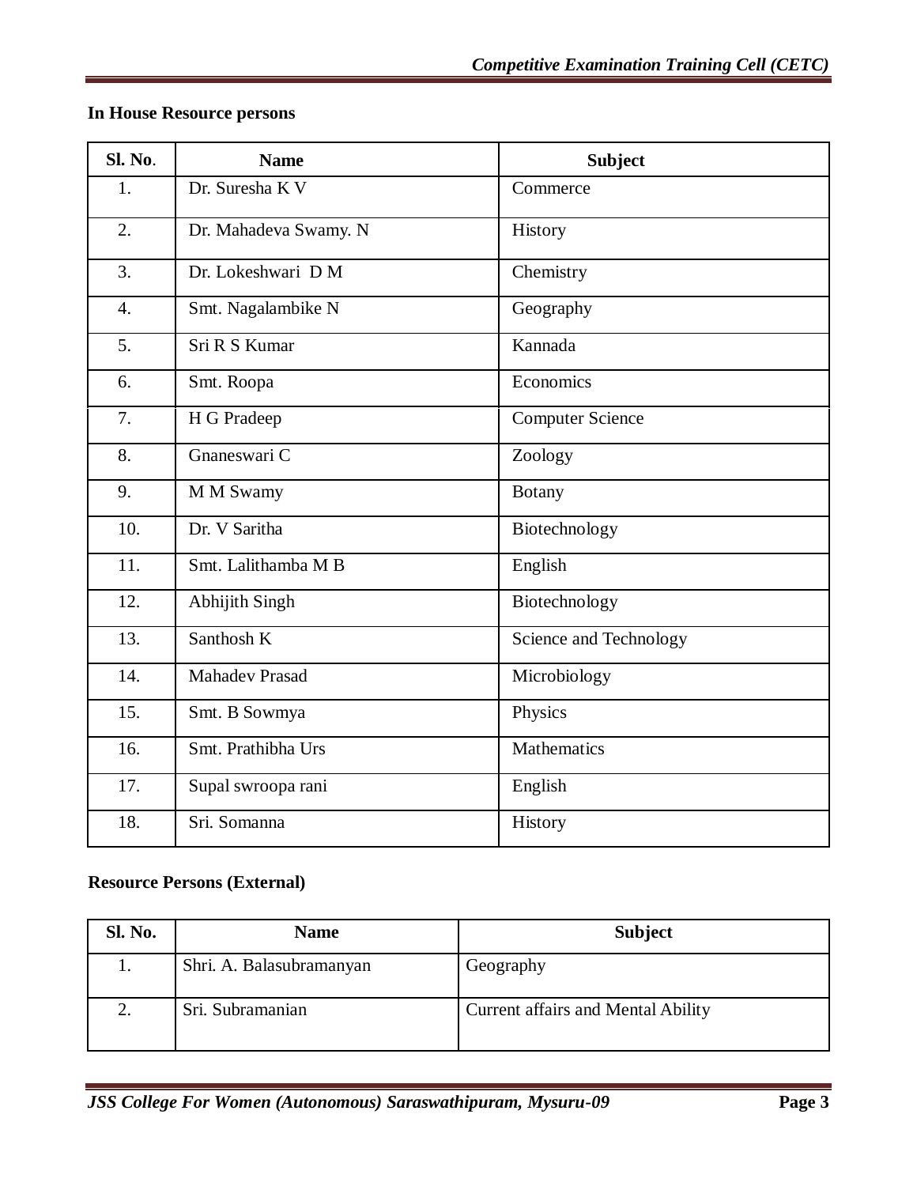## In House Resource persons

| Sl. No. | Name | Subject |
|---|---|---|
| 1. | Dr. Suresha K V | Commerce |
| 2. | Dr. Mahadeva Swamy. N | History |
| 3. | Dr. Lokeshwari D M | Chemistry |
| 4. | Smt. Nagalambike N | Geography |
| 5. | Sri R S Kumar | Kannada |
| 6. | Smt. Roopa | Economics |
| 7. | H G Pradeep | Computer Science |
| 8. | Gnaneswari C | Zoology |
| 9. | M M Swamy | Botany |
| 10. | Dr. V Saritha | Biotechnology |
| 11. | Smt. Lalithamba M B | English |
| 12. | Abhijith Singh | Biotechnology |
| 13. | Santhosh K | Science and Technology |
| 14. | Mahadev Prasad | Microbiology |
| 15. | Smt. B Sowmya | Physics |
| 16. | Smt. Prathibha Urs | Mathematics |
| 17. | Supal swroopa rani | English |
| 18. | Sri. Somanna | History |

## Resource Persons (External)

| Sl. No. | Name | Subject |
|---|---|---|
| 1. | Shri. A. Balasubramanyan | Geography |
| 2. | Sri. Subramanian | Current affairs and Mental Ability |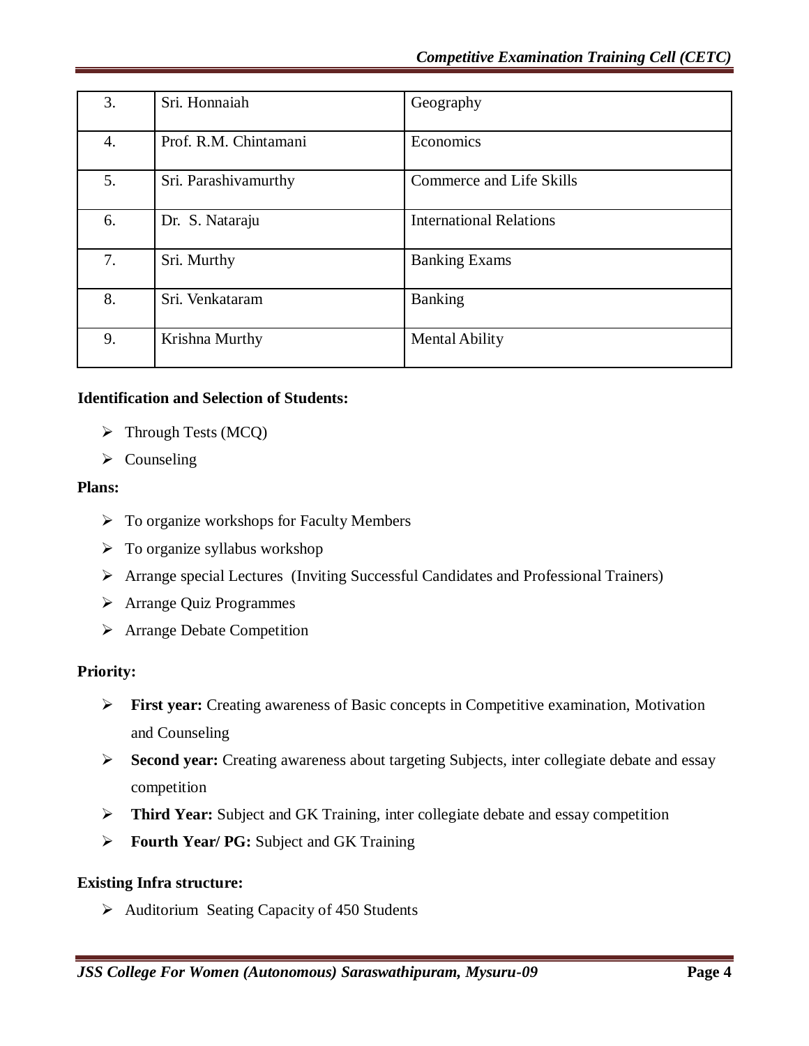| 3. | Sri. Honnaiah | Geography |
|---|---|---|
| 4. | Prof. R.M. Chintamani | Economics |
| 5. | Sri. Parashivamurthy | Commerce and Life Skills |
| 6. | Dr. S. Nataraju | International Relations |
| 7. | Sri. Murthy | Banking Exams |
| 8. | Sri. Venkataram | Banking |
| 9. | Krishna Murthy | Mental Ability |

**Identification and Selection of Students:**

- Through Tests (MCQ)
- Counseling

**Plans:**

- To organize workshops for Faculty Members
- To organize syllabus workshop
- Arrange special Lectures (Inviting Successful Candidates and Professional Trainers)
- Arrange Quiz Programmes
- Arrange Debate Competition

**Priority:**

- **First year:** Creating awareness of Basic concepts in Competitive examination, Motivation and Counseling
- **Second year:** Creating awareness about targeting Subjects, inter collegiate debate and essay competition
- **Third Year:** Subject and GK Training, inter collegiate debate and essay competition
- **Fourth Year/ PG:** Subject and GK Training

**Existing Infra structure:**

- Auditorium Seating Capacity of 450 Students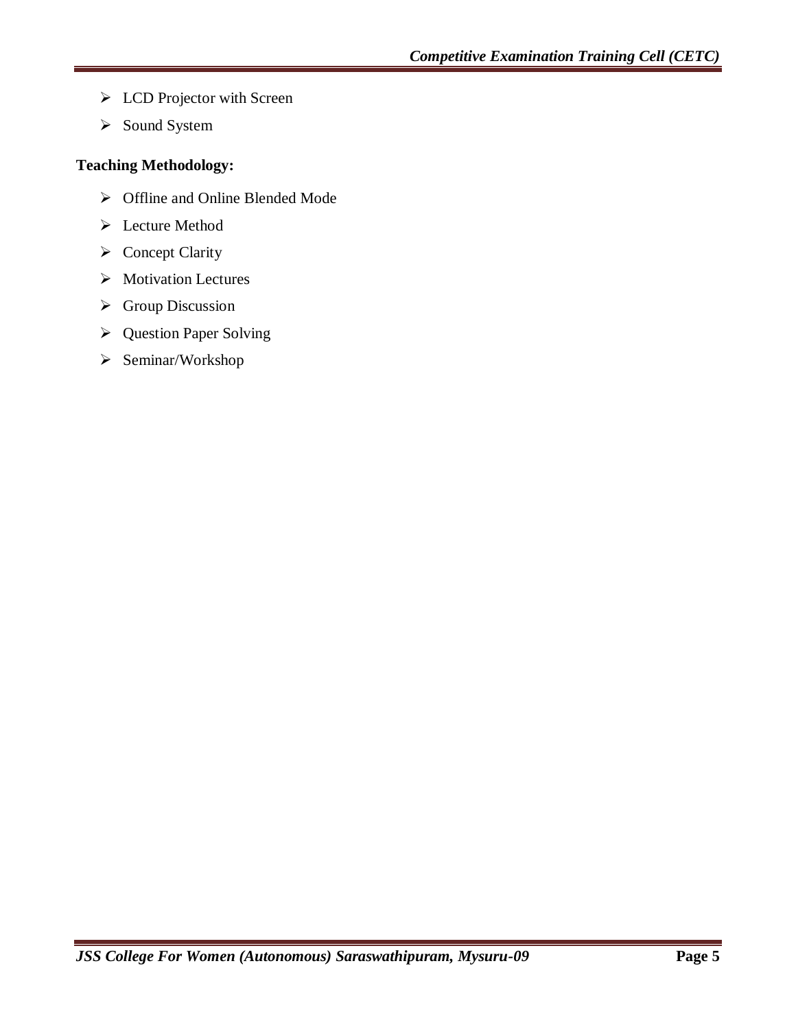- LCD Projector with Screen
- Sound System

**Teaching Methodology:**

- Offline and Online Blended Mode
- Lecture Method
- Concept Clarity
- Motivation Lectures
- Group Discussion
- Question Paper Solving
- Seminar/Workshop